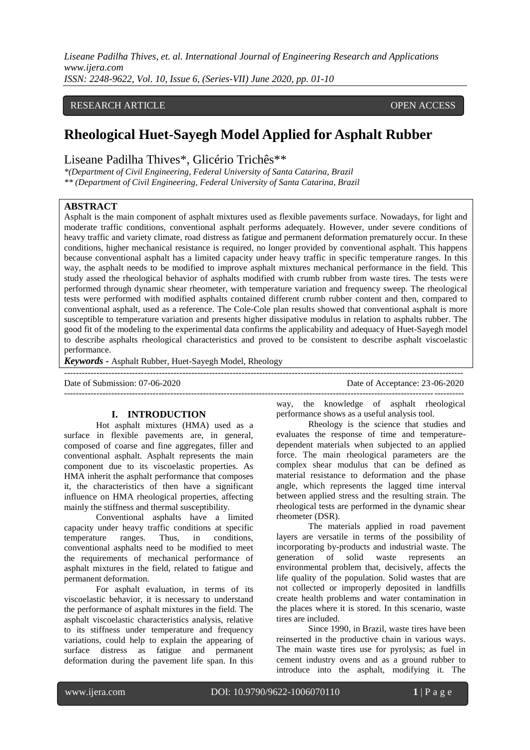RESEARCH ARTICLE OPEN ACCESS

# Rheological Huet-Sayegh Model Applied for Asphalt Rubber

Liseane Padilha Thives*, Glicério Trichês**

*(Department of Civil Engineering, Federal University of Santa Catarina, Brazil
** (Department of Civil Engineering, Federal University of Santa Catarina, Brazil

## ABSTRACT

Asphalt is the main component of asphalt mixtures used as flexible pavements surface. Nowadays, for light and moderate traffic conditions, conventional asphalt performs adequately. However, under severe conditions of heavy traffic and variety climate, road distress as fatigue and permanent deformation prematurely occur. In these conditions, higher mechanical resistance is required, no longer provided by conventional asphalt. This happens because conventional asphalt has a limited capacity under heavy traffic in specific temperature ranges. In this way, the asphalt needs to be modified to improve asphalt mixtures mechanical performance in the field. This study assed the rheological behavior of asphalts modified with crumb rubber from waste tires. The tests were performed through dynamic shear rheometer, with temperature variation and frequency sweep. The rheological tests were performed with modified asphalts contained different crumb rubber content and then, compared to conventional asphalt, used as a reference. The Cole-Cole plan results showed that conventional asphalt is more susceptible to temperature variation and presents higher dissipative modulus in relation to asphalts rubber. The good fit of the modeling to the experimental data confirms the applicability and adequacy of Huet-Sayegh model to describe asphalts rheological characteristics and proved to be consistent to describe asphalt viscoelastic performance.

***Keywords*** - Asphalt Rubber, Huet-Sayegh Model, Rheology

Date of Submission: 07-06-2020 Date of Acceptance: 23-06-2020

## I. INTRODUCTION

Hot asphalt mixtures (HMA) used as a surface in flexible pavements are, in general, composed of coarse and fine aggregates, filler and conventional asphalt. Asphalt represents the main component due to its viscoelastic properties. As HMA inherit the asphalt performance that composes it, the characteristics of then have a significant influence on HMA rheological properties, affecting mainly the stiffness and thermal susceptibility.

Conventional asphalts have a limited capacity under heavy traffic conditions at specific temperature ranges. Thus, in conditions, conventional asphalts need to be modified to meet the requirements of mechanical performance of asphalt mixtures in the field, related to fatigue and permanent deformation.

For asphalt evaluation, in terms of its viscoelastic behavior, it is necessary to understand the performance of asphalt mixtures in the field. The asphalt viscoelastic characteristics analysis, relative to its stiffness under temperature and frequency variations, could help to explain the appearing of surface distress as fatigue and permanent deformation during the pavement life span. In this way, the knowledge of asphalt rheological performance shows as a useful analysis tool.

Rheology is the science that studies and evaluates the response of time and temperature-dependent materials when subjected to an applied force. The main rheological parameters are the complex shear modulus that can be defined as material resistance to deformation and the phase angle, which represents the lagged time interval between applied stress and the resulting strain. The rheological tests are performed in the dynamic shear rheometer (DSR).

The materials applied in road pavement layers are versatile in terms of the possibility of incorporating by-products and industrial waste. The generation of solid waste represents an environmental problem that, decisively, affects the life quality of the population. Solid wastes that are not collected or improperly deposited in landfills create health problems and water contamination in the places where it is stored. In this scenario, waste tires are included.

Since 1990, in Brazil, waste tires have been reinserted in the productive chain in various ways. The main waste tires use for pyrolysis; as fuel in cement industry ovens and as a ground rubber to introduce into the asphalt, modifying it. The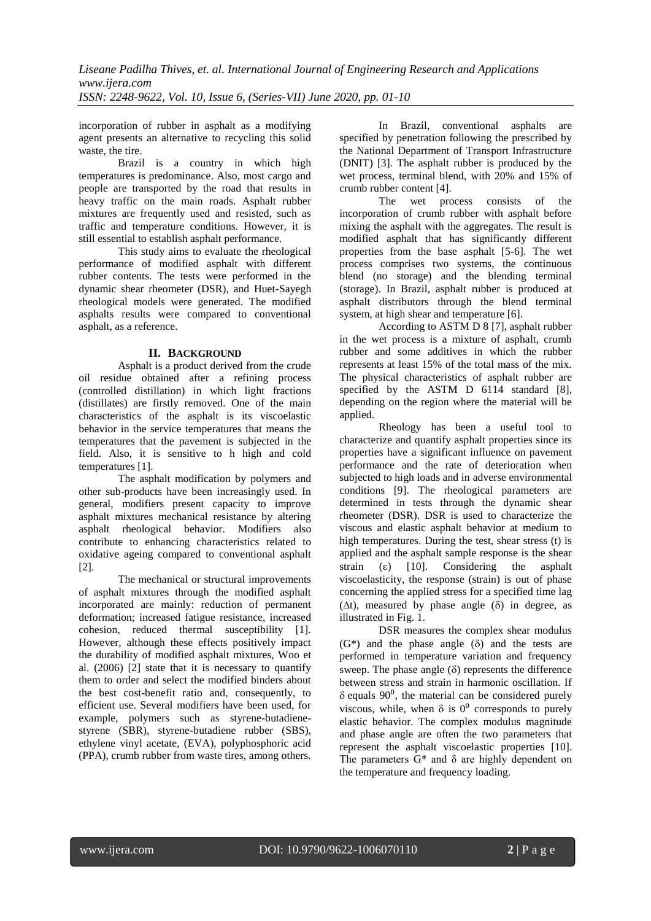incorporation of rubber in asphalt as a modifying agent presents an alternative to recycling this solid waste, the tire.

Brazil is a country in which high temperatures is predominance. Also, most cargo and people are transported by the road that results in heavy traffic on the main roads. Asphalt rubber mixtures are frequently used and resisted, such as traffic and temperature conditions. However, it is still essential to establish asphalt performance.

This study aims to evaluate the rheological performance of modified asphalt with different rubber contents. The tests were performed in the dynamic shear rheometer (DSR), and Huet-Sayegh rheological models were generated. The modified asphalts results were compared to conventional asphalt, as a reference.

## II. BACKGROUND

Asphalt is a product derived from the crude oil residue obtained after a refining process (controlled distillation) in which light fractions (distillates) are firstly removed. One of the main characteristics of the asphalt is its viscoelastic behavior in the service temperatures that means the temperatures that the pavement is subjected in the field. Also, it is sensitive to h high and cold temperatures [1].

The asphalt modification by polymers and other sub-products have been increasingly used. In general, modifiers present capacity to improve asphalt mixtures mechanical resistance by altering asphalt rheological behavior. Modifiers also contribute to enhancing characteristics related to oxidative ageing compared to conventional asphalt [2].

The mechanical or structural improvements of asphalt mixtures through the modified asphalt incorporated are mainly: reduction of permanent deformation; increased fatigue resistance, increased cohesion, reduced thermal susceptibility [1]. However, although these effects positively impact the durability of modified asphalt mixtures, Woo et al. (2006) [2] state that it is necessary to quantify them to order and select the modified binders about the best cost-benefit ratio and, consequently, to efficient use. Several modifiers have been used, for example, polymers such as styrene-butadiene-styrene (SBR), styrene-butadiene rubber (SBS), ethylene vinyl acetate, (EVA), polyphosphoric acid (PPA), crumb rubber from waste tires, among others.

In Brazil, conventional asphalts are specified by penetration following the prescribed by the National Department of Transport Infrastructure (DNIT) [3]. The asphalt rubber is produced by the wet process, terminal blend, with 20% and 15% of crumb rubber content [4].

The wet process consists of the incorporation of crumb rubber with asphalt before mixing the asphalt with the aggregates. The result is modified asphalt that has significantly different properties from the base asphalt [5-6]. The wet process comprises two systems, the continuous blend (no storage) and the blending terminal (storage). In Brazil, asphalt rubber is produced at asphalt distributors through the blend terminal system, at high shear and temperature [6].

According to ASTM D 8 [7], asphalt rubber in the wet process is a mixture of asphalt, crumb rubber and some additives in which the rubber represents at least 15% of the total mass of the mix. The physical characteristics of asphalt rubber are specified by the ASTM D 6114 standard [8], depending on the region where the material will be applied.

Rheology has been a useful tool to characterize and quantify asphalt properties since its properties have a significant influence on pavement performance and the rate of deterioration when subjected to high loads and in adverse environmental conditions [9]. The rheological parameters are determined in tests through the dynamic shear rheometer (DSR). DSR is used to characterize the viscous and elastic asphalt behavior at medium to high temperatures. During the test, shear stress (t) is applied and the asphalt sample response is the shear strain ($\varepsilon$) [10]. Considering the asphalt viscoelasticity, the response (strain) is out of phase concerning the applied stress for a specified time lag ($\Delta t$), measured by phase angle ($\delta$) in degree, as illustrated in Fig. 1.

DSR measures the complex shear modulus ($G^*$) and the phase angle ($\delta$) and the tests are performed in temperature variation and frequency sweep. The phase angle ($\delta$) represents the difference between stress and strain in harmonic oscillation. If $\delta$ equals $90^0$, the material can be considered purely viscous, while, when $\delta$ is $0^0$ corresponds to purely elastic behavior. The complex modulus magnitude and phase angle are often the two parameters that represent the asphalt viscoelastic properties [10]. The parameters $G^*$ and $\delta$ are highly dependent on the temperature and frequency loading.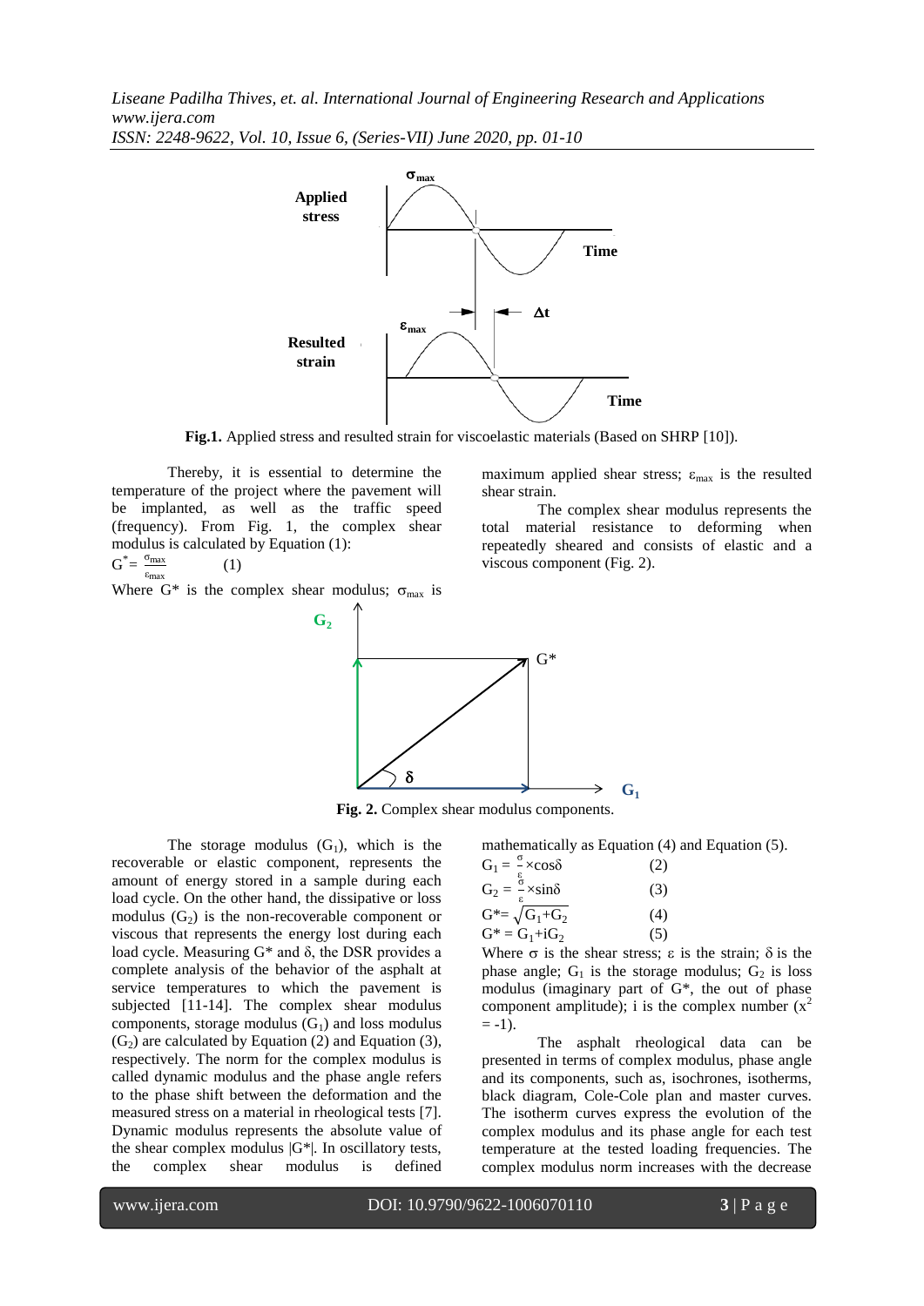**Fig.1.** Applied stress and resulted strain for viscoelastic materials (Based on SHRP [10]).

Thereby, it is essential to determine the temperature of the project where the pavement will be implanted, as well as the traffic speed (frequency). From Fig. 1, the complex shear modulus is calculated by Equation (1):

$$G^* = \frac{\sigma_{max}}{\varepsilon_{max}} \quad (1)$$

Where G* is the complex shear modulus; $\sigma_{max}$ is maximum applied shear stress; $\varepsilon_{max}$ is the resulted shear strain.

The complex shear modulus represents the total material resistance to deforming when repeatedly sheared and consists of elastic and a viscous component (Fig. 2).

**Fig. 2.** Complex shear modulus components.

The storage modulus ($G_1$), which is the recoverable or elastic component, represents the amount of energy stored in a sample during each load cycle. On the other hand, the dissipative or loss modulus ($G_2$) is the non-recoverable component or viscous that represents the energy lost during each load cycle. Measuring G* and δ, the DSR provides a complete analysis of the behavior of the asphalt at service temperatures to which the pavement is subjected [11-14]. The complex shear modulus components, storage modulus ($G_1$) and loss modulus ($G_2$) are calculated by Equation (2) and Equation (3), respectively. The norm for the complex modulus is called dynamic modulus and the phase angle refers to the phase shift between the deformation and the measured stress on a material in rheological tests [7]. Dynamic modulus represents the absolute value of the shear complex modulus |G*|. In oscillatory tests, the complex shear modulus is defined mathematically as Equation (4) and Equation (5).

$$G_1 = \frac{\sigma}{\varepsilon} \times \cos\delta \quad (2)$$

$$G_2 = \frac{\sigma}{\varepsilon} \times \sin\delta \quad (3)$$

$$G^* = \sqrt{G_1 + G_2} \quad (4)$$

$$G^* = G_1 + iG_2 \quad (5)$$

Where σ is the shear stress; ε is the strain; δ is the phase angle; $G_1$ is the storage modulus; $G_2$ is loss modulus (imaginary part of G*, the out of phase component amplitude); i is the complex number ($x^2 = -1$).

The asphalt rheological data can be presented in terms of complex modulus, phase angle and its components, such as, isochrones, isotherms, black diagram, Cole-Cole plan and master curves. The isotherm curves express the evolution of the complex modulus and its phase angle for each test temperature at the tested loading frequencies. The complex modulus norm increases with the decrease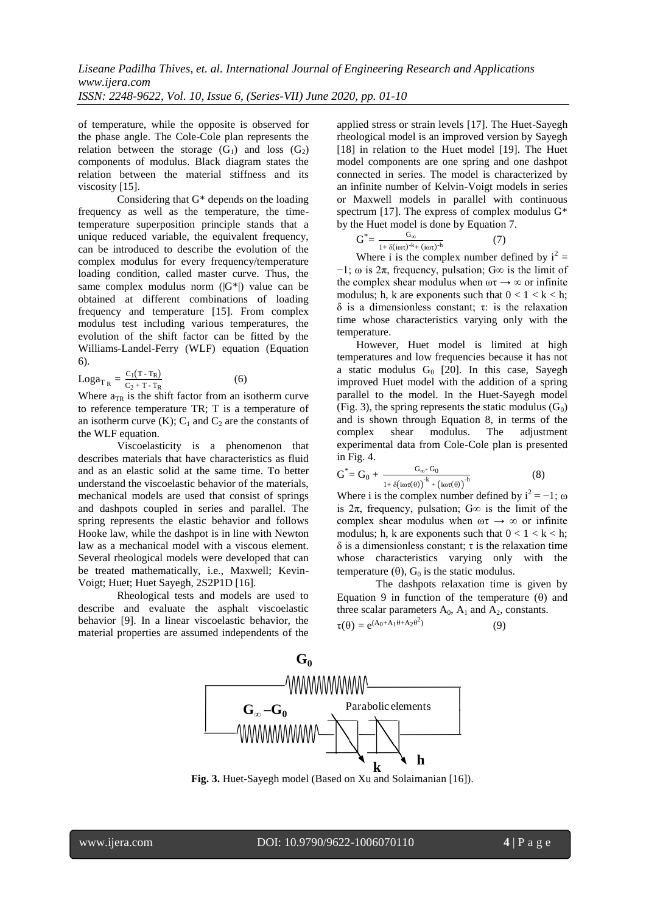of temperature, while the opposite is observed for the phase angle. The Cole-Cole plan represents the relation between the storage ($G_1$) and loss ($G_2$) components of modulus. Black diagram states the relation between the material stiffness and its viscosity [15].

Considering that G* depends on the loading frequency as well as the temperature, the time-temperature superposition principle stands that a unique reduced variable, the equivalent frequency, can be introduced to describe the evolution of the complex modulus for every frequency/temperature loading condition, called master curve. Thus, the same complex modulus norm (|G*|) value can be obtained at different combinations of loading frequency and temperature [15]. From complex modulus test including various temperatures, the evolution of the shift factor can be fitted by the Williams-Landel-Ferry (WLF) equation (Equation 6).

$$\text{Log}a_{T_R} = \frac{C_1(T - T_R)}{C_2 + T - T_R} \qquad (6)$$

Where $a_{TR}$ is the shift factor from an isotherm curve to reference temperature TR; T is a temperature of an isotherm curve (K); $C_1$ and $C_2$ are the constants of the WLF equation.

Viscoelasticity is a phenomenon that describes materials that have characteristics as fluid and as an elastic solid at the same time. To better understand the viscoelastic behavior of the materials, mechanical models are used that consist of springs and dashpots coupled in series and parallel. The spring represents the elastic behavior and follows Hooke law, while the dashpot is in line with Newton law as a mechanical model with a viscous element. Several rheological models were developed that can be treated mathematically, i.e., Maxwell; Kevin-Voigt; Huet; Huet Sayegh, 2S2P1D [16].

Rheological tests and models are used to describe and evaluate the asphalt viscoelastic behavior [9]. In a linear viscoelastic behavior, the material properties are assumed independents of the applied stress or strain levels [17]. The Huet-Sayegh rheological model is an improved version by Sayegh [18] in relation to the Huet model [19]. The Huet model components are one spring and one dashpot connected in series. The model is characterized by an infinite number of Kelvin-Voigt models in series or Maxwell models in parallel with continuous spectrum [17]. The express of complex modulus G* by the Huet model is done by Equation 7.

$$G^* = \frac{G_\infty}{1 + \delta(i\omega\tau)^{-k} + (i\omega\tau)^{-h}} \qquad (7)$$

Where i is the complex number defined by $i^2 = -1$; ω is 2π, frequency, pulsation; G∞ is the limit of the complex shear modulus when $\omega\tau \rightarrow \infty$ or infinite modulus; h, k are exponents such that $0 < 1 < k < h$; δ is a dimensionless constant; τ: is the relaxation time whose characteristics varying only with the temperature.

However, Huet model is limited at high temperatures and low frequencies because it has not a static modulus $G_0$ [20]. In this case, Sayegh improved Huet model with the addition of a spring parallel to the model. In the Huet-Sayegh model (Fig. 3), the spring represents the static modulus ($G_0$) and is shown through Equation 8, in terms of the complex shear modulus. The adjustment experimental data from Cole-Cole plan is presented in Fig. 4.

$$G^* = G_0 + \frac{G_\infty - G_0}{1 + \delta\left(i\omega\tau(\theta)\right)^{-k} + \left(i\omega\tau(\theta)\right)^{-h}} \qquad (8)$$

Where i is the complex number defined by $i^2 = -1$; ω is 2π, frequency, pulsation; G∞ is the limit of the complex shear modulus when $\omega\tau \rightarrow \infty$ or infinite modulus; h, k are exponents such that $0 < 1 < k < h$; δ is a dimensionless constant; τ is the relaxation time whose characteristics varying only with the temperature (θ), $G_0$ is the static modulus.

The dashpots relaxation time is given by Equation 9 in function of the temperature (θ) and three scalar parameters $A_0$, $A_1$ and $A_2$, constants.

$$\tau(\theta) = e^{(A_0 + A_1\theta + A_2\theta^2)} \qquad (9)$$

**Fig. 3.** Huet-Sayegh model (Based on Xu and Solaimanian [16]).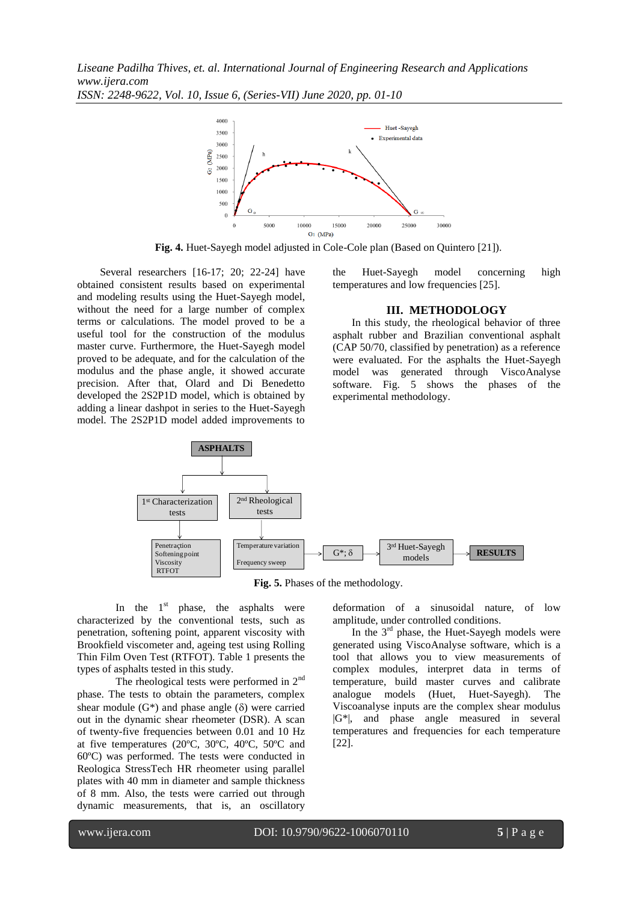**Fig. 4.** Huet-Sayegh model adjusted in Cole-Cole plan (Based on Quintero [21]).

Several researchers [16-17; 20; 22-24] have obtained consistent results based on experimental and modeling results using the Huet-Sayegh model, without the need for a large number of complex terms or calculations. The model proved to be a useful tool for the construction of the modulus master curve. Furthermore, the Huet-Sayegh model proved to be adequate, and for the calculation of the modulus and the phase angle, it showed accurate precision. After that, Olard and Di Benedetto developed the 2S2P1D model, which is obtained by adding a linear dashpot in series to the Huet-Sayegh model. The 2S2P1D model added improvements to the Huet-Sayegh model concerning high temperatures and low frequencies [25].

## III. METHODOLOGY

In this study, the rheological behavior of three asphalt rubber and Brazilian conventional asphalt (CAP 50/70, classified by penetration) as a reference were evaluated. For the asphalts the Huet-Sayegh model was generated through ViscoAnalyse software. Fig. 5 shows the phases of the experimental methodology.

**Fig. 5.** Phases of the methodology.

In the 1st phase, the asphalts were characterized by the conventional tests, such as penetration, softening point, apparent viscosity with Brookfield viscometer and, ageing test using Rolling Thin Film Oven Test (RTFOT). Table 1 presents the types of asphalts tested in this study.

The rheological tests were performed in 2nd phase. The tests to obtain the parameters, complex shear module (G*) and phase angle (δ) were carried out in the dynamic shear rheometer (DSR). A scan of twenty-five frequencies between 0.01 and 10 Hz at five temperatures (20ºC, 30ºC, 40ºC, 50ºC and 60ºC) was performed. The tests were conducted in Reologica StressTech HR rheometer using parallel plates with 40 mm in diameter and sample thickness of 8 mm. Also, the tests were carried out through dynamic measurements, that is, an oscillatory deformation of a sinusoidal nature, of low amplitude, under controlled conditions.

In the 3rd phase, the Huet-Sayegh models were generated using ViscoAnalyse software, which is a tool that allows you to view measurements of complex modules, interpret data in terms of temperature, build master curves and calibrate analogue models (Huet, Huet-Sayegh). The Viscoanalyse inputs are the complex shear modulus |G*|, and phase angle measured in several temperatures and frequencies for each temperature [22].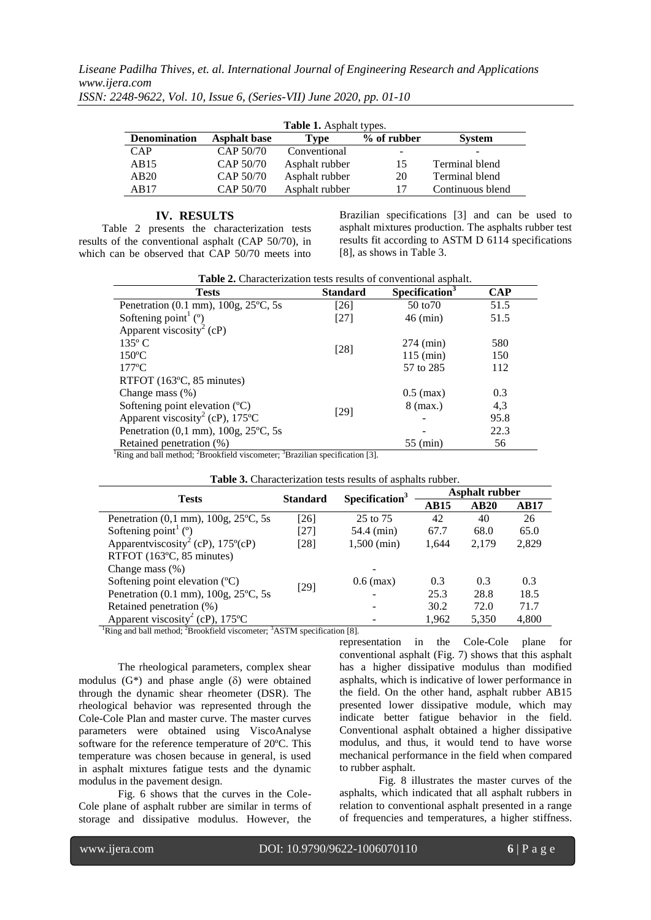**Table 1.** Asphalt types.

| Denomination | Asphalt base | Type | % of rubber | System |
|---|---|---|---|---|
| CAP | CAP 50/70 | Conventional | - | - |
| AB15 | CAP 50/70 | Asphalt rubber | 15 | Terminal blend |
| AB20 | CAP 50/70 | Asphalt rubber | 20 | Terminal blend |
| AB17 | CAP 50/70 | Asphalt rubber | 17 | Continuous blend |

## IV. RESULTS

Table 2 presents the characterization tests results of the conventional asphalt (CAP 50/70), in which can be observed that CAP 50/70 meets into Brazilian specifications [3] and can be used to asphalt mixtures production. The asphalts rubber test results fit according to ASTM D 6114 specifications [8], as shows in Table 3.

**Table 2.** Characterization tests results of conventional asphalt.

| Tests | Standard | Specification[3] | CAP |
|---|---|---|---|
| Penetration (0.1 mm), 100g, 25ºC, 5s | [26] | 50 to70 | 51.5 |
| Softening point[1] (º) | [27] | 46 (min) | 51.5 |
| Apparent viscosity[2] (cP) | | | |
| 135º C | [28] | 274 (min) | 580 |
| 150ºC | | 115 (min) | 150 |
| 177ºC | | 57 to 285 | 112 |
| RTFOT (163ºC, 85 minutes) | | | |
| Change mass (%) | [29] | 0.5 (max) | 0.3 |
| Softening point elevation (ºC) | | 8 (max.) | 4,3 |
| Apparent viscosity[2] (cP), 175ºC | | - | 95.8 |
| Penetration (0,1 mm), 100g, 25ºC, 5s | | - | 22.3 |
| Retained penetration (%) | | 55 (min) | 56 |

[1]Ring and ball method; [2]Brookfield viscometer; [3]Brazilian specification [3].

**Table 3.** Characterization tests results of asphalts rubber.

| Tests | Standard | Specification[3] | Asphalt rubber | | |
|---|---|---|---|---|---|
| | | | AB15 | AB20 | AB17 |
| Penetration (0,1 mm), 100g, 25ºC, 5s | [26] | 25 to 75 | 42 | 40 | 26 |
| Softening point[1] (º) | [27] | 54.4 (min) | 67.7 | 68.0 | 65.0 |
| Apparentviscosity[2] (cP), 175º(cP) | [28] | 1,500 (min) | 1,644 | 2,179 | 2,829 |
| RTFOT (163ºC, 85 minutes) | | | | | |
| Change mass (%) | [29] | - | | | |
| Softening point elevation (ºC) | | 0.6 (max) | 0.3 | 0.3 | 0.3 |
| Penetration (0.1 mm), 100g, 25ºC, 5s | | - | 25.3 | 28.8 | 18.5 |
| Retained penetration (%) | | - | 30.2 | 72.0 | 71.7 |
| Apparent viscosity[2] (cP), 175ºC | | - | 1,962 | 5,350 | 4,800 |

[1]Ring and ball method; [2]Brookfield viscometer; [3]ASTM specification [8].

The rheological parameters, complex shear modulus (G*) and phase angle (δ) were obtained through the dynamic shear rheometer (DSR). The rheological behavior was represented through the Cole-Cole Plan and master curve. The master curves parameters were obtained using ViscoAnalyse software for the reference temperature of 20ºC. This temperature was chosen because in general, is used in asphalt mixtures fatigue tests and the dynamic modulus in the pavement design.

Fig. 6 shows that the curves in the Cole-Cole plane of asphalt rubber are similar in terms of storage and dissipative modulus. However, the representation in the Cole-Cole plane for conventional asphalt (Fig. 7) shows that this asphalt has a higher dissipative modulus than modified asphalts, which is indicative of lower performance in the field. On the other hand, asphalt rubber AB15 presented lower dissipative module, which may indicate better fatigue behavior in the field. Conventional asphalt obtained a higher dissipative modulus, and thus, it would tend to have worse mechanical performance in the field when compared to rubber asphalt.

Fig. 8 illustrates the master curves of the asphalts, which indicated that all asphalt rubbers in relation to conventional asphalt presented in a range of frequencies and temperatures, a higher stiffness.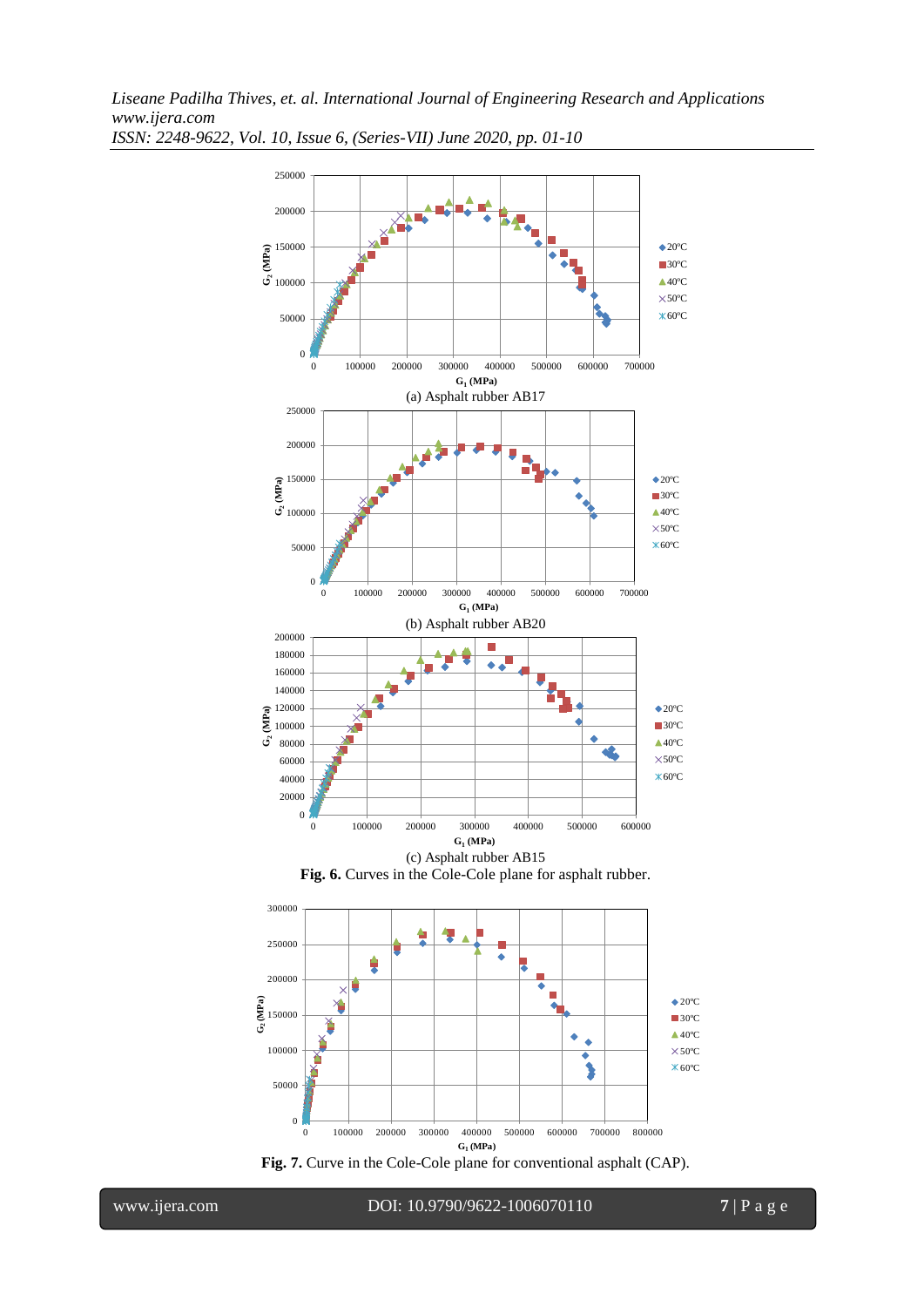(a) Asphalt rubber AB17

(b) Asphalt rubber AB20

(c) Asphalt rubber AB15

**Fig. 6.** Curves in the Cole-Cole plane for asphalt rubber.

**Fig. 7.** Curve in the Cole-Cole plane for conventional asphalt (CAP).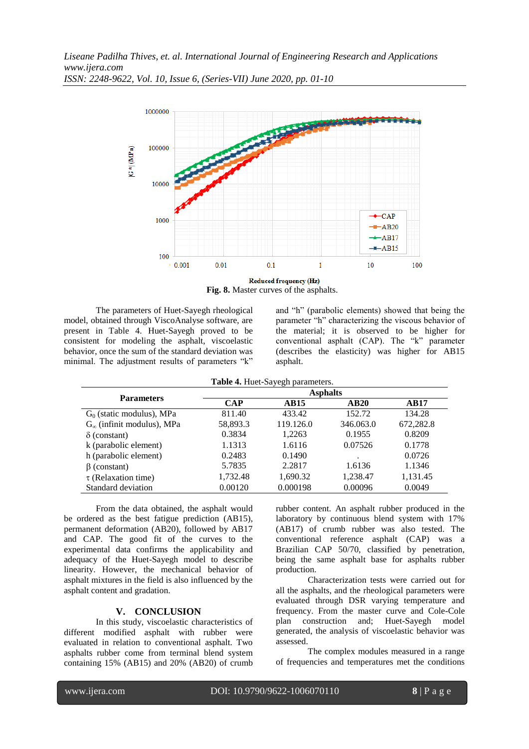**Fig. 8.** Master curves of the asphalts.

The parameters of Huet-Sayegh rheological model, obtained through ViscoAnalyse software, are present in Table 4. Huet-Sayegh proved to be consistent for modeling the asphalt, viscoelastic behavior, once the sum of the standard deviation was minimal. The adjustment results of parameters "k" and "h" (parabolic elements) showed that being the parameter "h" characterizing the viscous behavior of the material; it is observed to be higher for conventional asphalt (CAP). The "k" parameter (describes the elasticity) was higher for AB15 asphalt.

**Table 4.** Huet-Sayegh parameters.

| Parameters | Asphalts | | | |
|---|---|---|---|---|
| | CAP | AB15 | AB20 | AB17 |
| $G_0$ (static modulus), MPa | 811.40 | 433.42 | 152.72 | 134.28 |
| $G_\infty$ (infinit modulus), MPa | 58,893.3 | 119.126.0 | 346.063.0 | 672,282.8 |
| $\delta$ (constant) | 0.3834 | 1,2263 | 0.1955 | 0.8209 |
| k (parabolic element) | 1.1313 | 1.6116 | 0.07526 | 0.1778 |
| h (parabolic element) | 0.2483 | 0.1490 | . | 0.0726 |
| $\beta$ (constant) | 5.7835 | 2.2817 | 1.6136 | 1.1346 |
| $\tau$ (Relaxation time) | 1,732.48 | 1,690.32 | 1,238.47 | 1,131.45 |
| Standard deviation | 0.00120 | 0.000198 | 0.00096 | 0.0049 |

From the data obtained, the asphalt would be ordered as the best fatigue prediction (AB15), permanent deformation (AB20), followed by AB17 and CAP. The good fit of the curves to the experimental data confirms the applicability and adequacy of the Huet-Sayegh model to describe linearity. However, the mechanical behavior of asphalt mixtures in the field is also influenced by the asphalt content and gradation.

## V. CONCLUSION

In this study, viscoelastic characteristics of different modified asphalt with rubber were evaluated in relation to conventional asphalt. Two asphalts rubber come from terminal blend system containing 15% (AB15) and 20% (AB20) of crumb rubber content. An asphalt rubber produced in the laboratory by continuous blend system with 17% (AB17) of crumb rubber was also tested. The conventional reference asphalt (CAP) was a Brazilian CAP 50/70, classified by penetration, being the same asphalt base for asphalts rubber production.

Characterization tests were carried out for all the asphalts, and the rheological parameters were evaluated through DSR varying temperature and frequency. From the master curve and Cole-Cole plan construction and; Huet-Sayegh model generated, the analysis of viscoelastic behavior was assessed.

The complex modules measured in a range of frequencies and temperatures met the conditions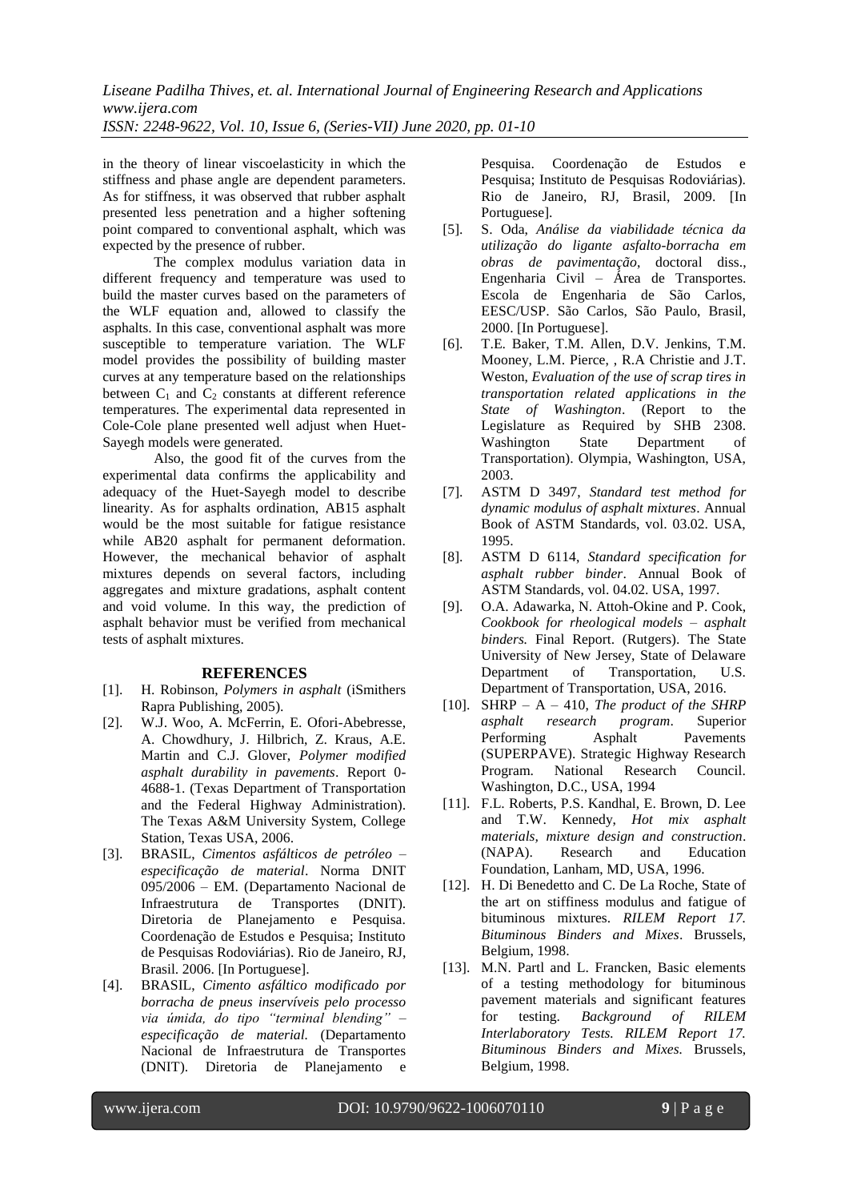in the theory of linear viscoelasticity in which the stiffness and phase angle are dependent parameters. As for stiffness, it was observed that rubber asphalt presented less penetration and a higher softening point compared to conventional asphalt, which was expected by the presence of rubber.

The complex modulus variation data in different frequency and temperature was used to build the master curves based on the parameters of the WLF equation and, allowed to classify the asphalts. In this case, conventional asphalt was more susceptible to temperature variation. The WLF model provides the possibility of building master curves at any temperature based on the relationships between $C_1$ and $C_2$ constants at different reference temperatures. The experimental data represented in Cole-Cole plane presented well adjust when Huet-Sayegh models were generated.

Also, the good fit of the curves from the experimental data confirms the applicability and adequacy of the Huet-Sayegh model to describe linearity. As for asphalts ordination, AB15 asphalt would be the most suitable for fatigue resistance while AB20 asphalt for permanent deformation. However, the mechanical behavior of asphalt mixtures depends on several factors, including aggregates and mixture gradations, asphalt content and void volume. In this way, the prediction of asphalt behavior must be verified from mechanical tests of asphalt mixtures.

## REFERENCES

[1]. H. Robinson, *Polymers in asphalt* (iSmithers Rapra Publishing, 2005).

[2]. W.J. Woo, A. McFerrin, E. Ofori-Abebresse, A. Chowdhury, J. Hilbrich, Z. Kraus, A.E. Martin and C.J. Glover, *Polymer modified asphalt durability in pavements*. Report 0-4688-1. (Texas Department of Transportation and the Federal Highway Administration). The Texas A&M University System, College Station, Texas USA, 2006.

[3]. BRASIL, *Cimentos asfálticos de petróleo – especificação de material*. Norma DNIT 095/2006 – EM. (Departamento Nacional de Infraestrutura de Transportes (DNIT). Diretoria de Planejamento e Pesquisa. Coordenação de Estudos e Pesquisa; Instituto de Pesquisas Rodoviárias). Rio de Janeiro, RJ, Brasil. 2006. [In Portuguese].

[4]. BRASIL, *Cimento asfáltico modificado por borracha de pneus inservíveis pelo processo via úmida, do tipo "terminal blending" – especificação de material.* (Departamento Nacional de Infraestrutura de Transportes (DNIT). Diretoria de Planejamento e Pesquisa. Coordenação de Estudos e Pesquisa; Instituto de Pesquisas Rodoviárias). Rio de Janeiro, RJ, Brasil, 2009. [In Portuguese].

[5]. S. Oda, *Análise da viabilidade técnica da utilização do ligante asfalto-borracha em obras de pavimentação*, doctoral diss., Engenharia Civil – Área de Transportes. Escola de Engenharia de São Carlos, EESC/USP. São Carlos, São Paulo, Brasil, 2000. [In Portuguese].

[6]. T.E. Baker, T.M. Allen, D.V. Jenkins, T.M. Mooney, L.M. Pierce, , R.A Christie and J.T. Weston, *Evaluation of the use of scrap tires in transportation related applications in the State of Washington*. (Report to the Legislature as Required by SHB 2308. Washington State Department of Transportation). Olympia, Washington, USA, 2003.

[7]. ASTM D 3497, *Standard test method for dynamic modulus of asphalt mixtures*. Annual Book of ASTM Standards, vol. 03.02. USA, 1995.

[8]. ASTM D 6114, *Standard specification for asphalt rubber binder*. Annual Book of ASTM Standards, vol. 04.02. USA, 1997.

[9]. O.A. Adawarka, N. Attoh-Okine and P. Cook, *Cookbook for rheological models – asphalt binders.* Final Report. (Rutgers). The State University of New Jersey, State of Delaware Department of Transportation, U.S. Department of Transportation, USA, 2016.

[10]. SHRP – A – 410, *The product of the SHRP asphalt research program*. Superior Performing Asphalt Pavements (SUPERPAVE). Strategic Highway Research Program. National Research Council. Washington, D.C., USA, 1994

[11]. F.L. Roberts, P.S. Kandhal, E. Brown, D. Lee and T.W. Kennedy, *Hot mix asphalt materials, mixture design and construction*. (NAPA). Research and Education Foundation, Lanham, MD, USA, 1996.

[12]. H. Di Benedetto and C. De La Roche, State of the art on stiffness modulus and fatigue of bituminous mixtures. *RILEM Report 17. Bituminous Binders and Mixes*. Brussels, Belgium, 1998.

[13]. M.N. Partl and L. Francken, Basic elements of a testing methodology for bituminous pavement materials and significant features for testing. *Background of RILEM Interlaboratory Tests. RILEM Report 17. Bituminous Binders and Mixes*. Brussels, Belgium, 1998.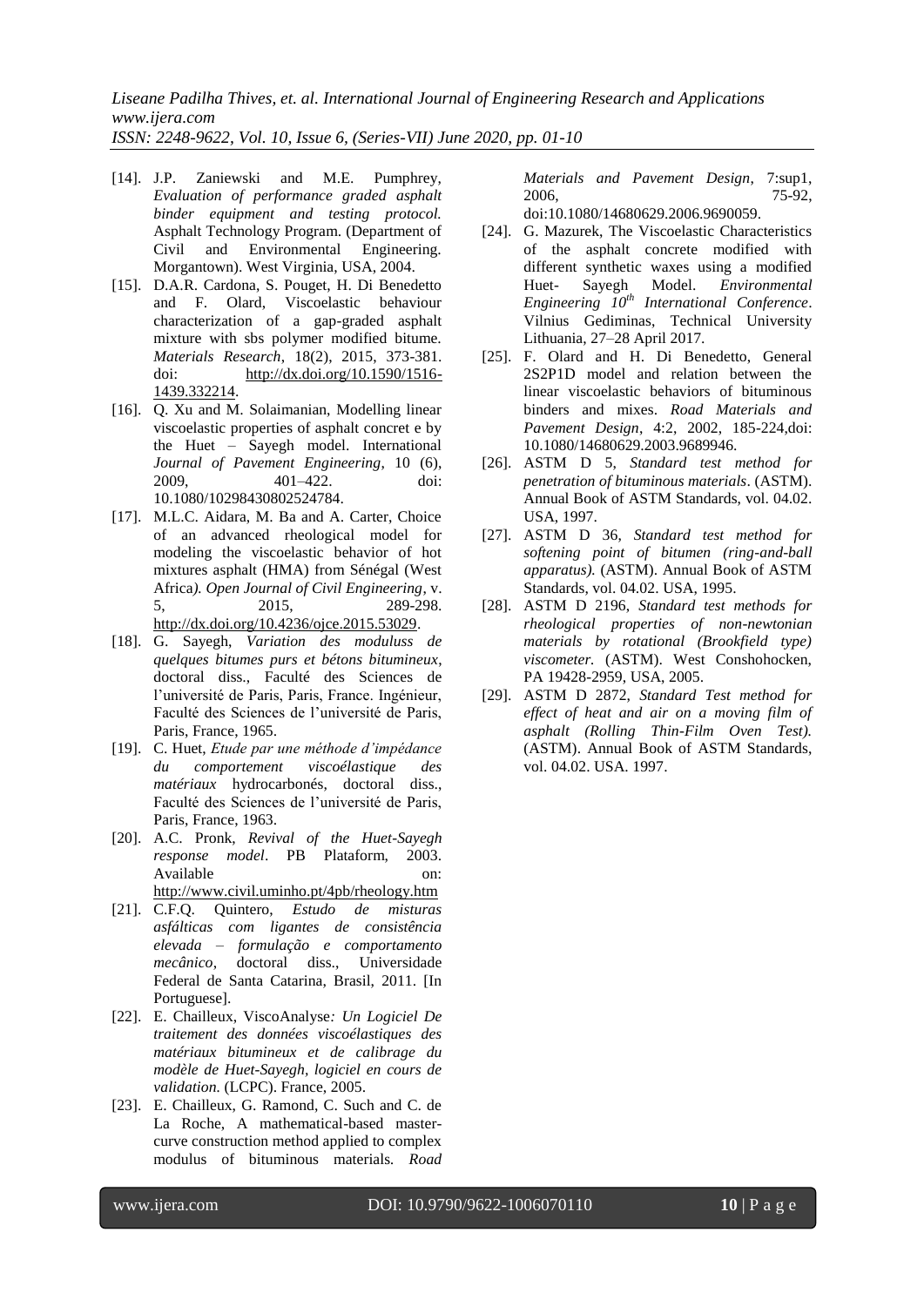[14]. J.P. Zaniewski and M.E. Pumphrey, *Evaluation of performance graded asphalt binder equipment and testing protocol.* Asphalt Technology Program. (Department of Civil and Environmental Engineering. Morgantown). West Virginia, USA, 2004.

[15]. D.A.R. Cardona, S. Pouget, H. Di Benedetto and F. Olard, Viscoelastic behaviour characterization of a gap-graded asphalt mixture with sbs polymer modified bitume. *Materials Research*, 18(2), 2015, 373-381. doi: http://dx.doi.org/10.1590/1516-1439.332214.

[16]. Q. Xu and M. Solaimanian, Modelling linear viscoelastic properties of asphalt concret e by the Huet – Sayegh model. International *Journal of Pavement Engineering*, 10 (6), 2009, 401–422. doi: 10.1080/10298430802524784.

[17]. M.L.C. Aidara, M. Ba and A. Carter, Choice of an advanced rheological model for modeling the viscoelastic behavior of hot mixtures asphalt (HMA) from Sénégal (West Africa*). Open Journal of Civil Engineering*, v. 5, 2015, 289-298. http://dx.doi.org/10.4236/ojce.2015.53029.

[18]. G. Sayegh, *Variation des moduluss de quelques bitumes purs et bétons bitumineux*, doctoral diss., Faculté des Sciences de l'université de Paris, Paris, France. Ingénieur, Faculté des Sciences de l'université de Paris, Paris, France, 1965.

[19]. C. Huet, *Etude par une méthode d'impédance du comportement viscoélastique des matériaux* hydrocarbonés*,* doctoral diss., Faculté des Sciences de l'université de Paris, Paris, France, 1963.

[20]. A.C. Pronk, *Revival of the Huet-Sayegh response model*. PB Plataform, 2003. Available on: http://www.civil.uminho.pt/4pb/rheology.htm

[21]. C.F.Q. Quintero, *Estudo de misturas asfálticas com ligantes de consistência elevada – formulação e comportamento mecânico*, doctoral diss., Universidade Federal de Santa Catarina, Brasil, 2011. [In Portuguese].

[22]. E. Chailleux, ViscoAnalyse*: Un Logiciel De traitement des données viscoélastiques des matériaux bitumineux et de calibrage du modèle de Huet-Sayegh, logiciel en cours de validation.* (LCPC). France, 2005.

[23]. E. Chailleux, G. Ramond, C. Such and C. de La Roche, A mathematical-based master-curve construction method applied to complex modulus of bituminous materials*. Road Materials and Pavement Design*, 7:sup1, 2006, 75-92, doi:10.1080/14680629.2006.9690059.

[24]. G. Mazurek, The Viscoelastic Characteristics of the asphalt concrete modified with different synthetic waxes using a modified Huet- Sayegh Model. *Environmental Engineering 10th International Conference*. Vilnius Gediminas, Technical University Lithuania, 27–28 April 2017.

[25]. F. Olard and H. Di Benedetto, General 2S2P1D model and relation between the linear viscoelastic behaviors of bituminous binders and mixes. *Road Materials and Pavement Design*, 4:2, 2002, 185-224,doi: 10.1080/14680629.2003.9689946.

[26]. ASTM D 5, *Standard test method for penetration of bituminous materials*. (ASTM). Annual Book of ASTM Standards, vol. 04.02. USA, 1997.

[27]. ASTM D 36, *Standard test method for softening point of bitumen (ring-and-ball apparatus).* (ASTM). Annual Book of ASTM Standards, vol. 04.02. USA, 1995.

[28]. ASTM D 2196, *Standard test methods for rheological properties of non-newtonian materials by rotational (Brookfield type) viscometer.* (ASTM). West Conshohocken, PA 19428-2959, USA, 2005.

[29]. ASTM D 2872, *Standard Test method for effect of heat and air on a moving film of asphalt (Rolling Thin-Film Oven Test).* (ASTM). Annual Book of ASTM Standards, vol. 04.02. USA. 1997.